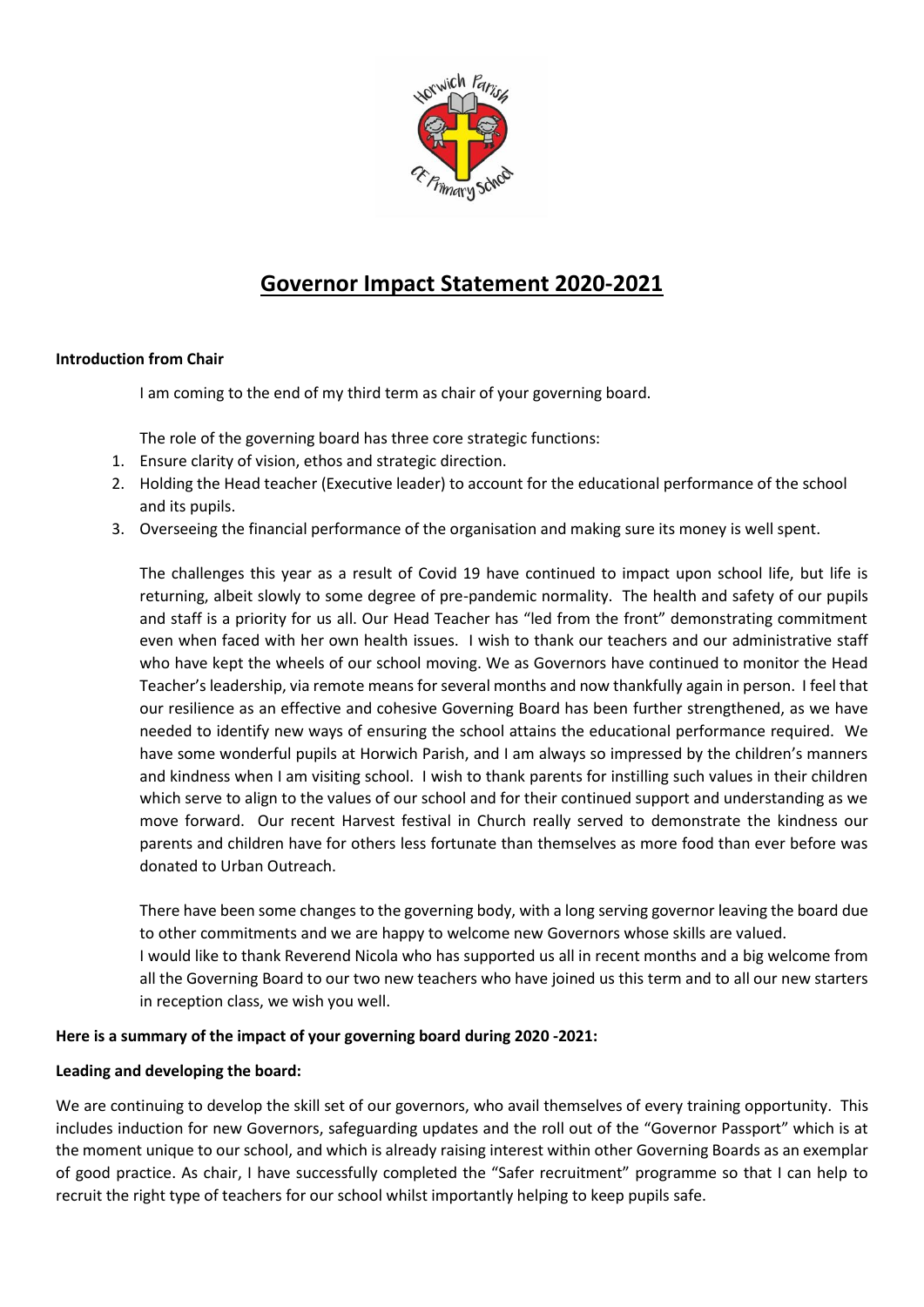# Governor Impact Statement 2020-2021

**Introduction from Chair**

I am coming to the end of my third term as chair of your governing board.

The role of the governing board has three core strategic functions:

1. Ensure clarity of vision, ethos and strategic direction.
2. Holding the Head teacher (Executive leader) to account for the educational performance of the school and its pupils.
3. Overseeing the financial performance of the organisation and making sure its money is well spent.

The challenges this year as a result of Covid 19 have continued to impact upon school life, but life is returning, albeit slowly to some degree of pre-pandemic normality. The health and safety of our pupils and staff is a priority for us all. Our Head Teacher has "led from the front" demonstrating commitment even when faced with her own health issues. I wish to thank our teachers and our administrative staff who have kept the wheels of our school moving. We as Governors have continued to monitor the Head Teacher's leadership, via remote means for several months and now thankfully again in person. I feel that our resilience as an effective and cohesive Governing Board has been further strengthened, as we have needed to identify new ways of ensuring the school attains the educational performance required. We have some wonderful pupils at Horwich Parish, and I am always so impressed by the children's manners and kindness when I am visiting school. I wish to thank parents for instilling such values in their children which serve to align to the values of our school and for their continued support and understanding as we move forward. Our recent Harvest festival in Church really served to demonstrate the kindness our parents and children have for others less fortunate than themselves as more food than ever before was donated to Urban Outreach.

There have been some changes to the governing body, with a long serving governor leaving the board due to other commitments and we are happy to welcome new Governors whose skills are valued.
I would like to thank Reverend Nicola who has supported us all in recent months and a big welcome from all the Governing Board to our two new teachers who have joined us this term and to all our new starters in reception class, we wish you well.

**Here is a summary of the impact of your governing board during 2020 -2021:**

**Leading and developing the board:**

We are continuing to develop the skill set of our governors, who avail themselves of every training opportunity. This includes induction for new Governors, safeguarding updates and the roll out of the "Governor Passport" which is at the moment unique to our school, and which is already raising interest within other Governing Boards as an exemplar of good practice. As chair, I have successfully completed the "Safer recruitment" programme so that I can help to recruit the right type of teachers for our school whilst importantly helping to keep pupils safe.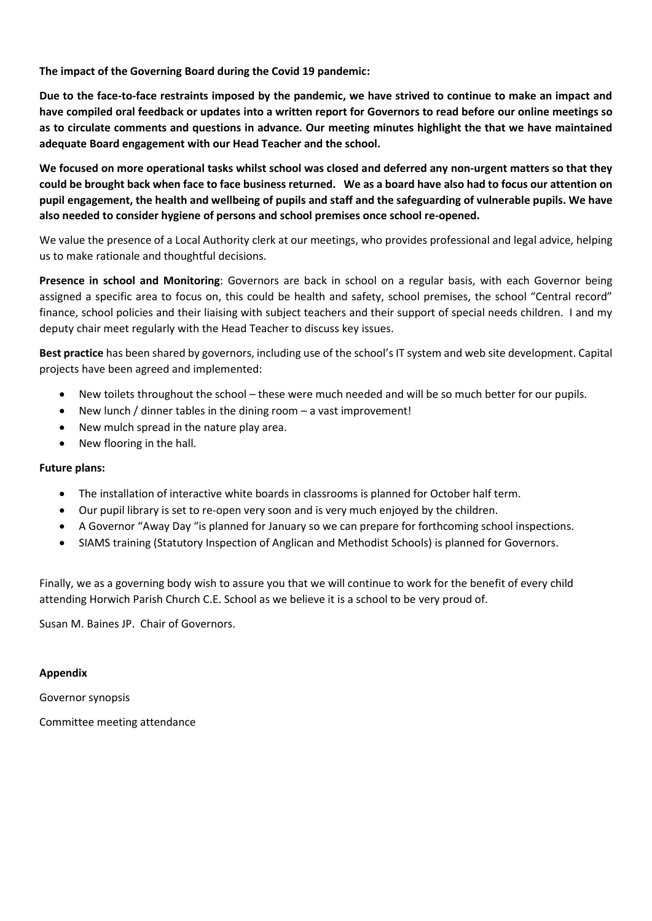**The impact of the Governing Board during the Covid 19 pandemic:**

**Due to the face-to-face restraints imposed by the pandemic, we have strived to continue to make an impact and have compiled oral feedback or updates into a written report for Governors to read before our online meetings so as to circulate comments and questions in advance. Our meeting minutes highlight the that we have maintained adequate Board engagement with our Head Teacher and the school.**

**We focused on more operational tasks whilst school was closed and deferred any non-urgent matters so that they could be brought back when face to face business returned. We as a board have also had to focus our attention on pupil engagement, the health and wellbeing of pupils and staff and the safeguarding of vulnerable pupils. We have also needed to consider hygiene of persons and school premises once school re-opened.**

We value the presence of a Local Authority clerk at our meetings, who provides professional and legal advice, helping us to make rationale and thoughtful decisions.

**Presence in school and Monitoring**: Governors are back in school on a regular basis, with each Governor being assigned a specific area to focus on, this could be health and safety, school premises, the school "Central record" finance, school policies and their liaising with subject teachers and their support of special needs children. I and my deputy chair meet regularly with the Head Teacher to discuss key issues.

**Best practice** has been shared by governors, including use of the school's IT system and web site development. Capital projects have been agreed and implemented:

- New toilets throughout the school – these were much needed and will be so much better for our pupils.
- New lunch / dinner tables in the dining room – a vast improvement!
- New mulch spread in the nature play area.
- New flooring in the hall.

**Future plans:**

- The installation of interactive white boards in classrooms is planned for October half term.
- Our pupil library is set to re-open very soon and is very much enjoyed by the children.
- A Governor "Away Day "is planned for January so we can prepare for forthcoming school inspections.
- SIAMS training (Statutory Inspection of Anglican and Methodist Schools) is planned for Governors.

Finally, we as a governing body wish to assure you that we will continue to work for the benefit of every child attending Horwich Parish Church C.E. School as we believe it is a school to be very proud of.

Susan M. Baines JP. Chair of Governors.

**Appendix**

Governor synopsis

Committee meeting attendance